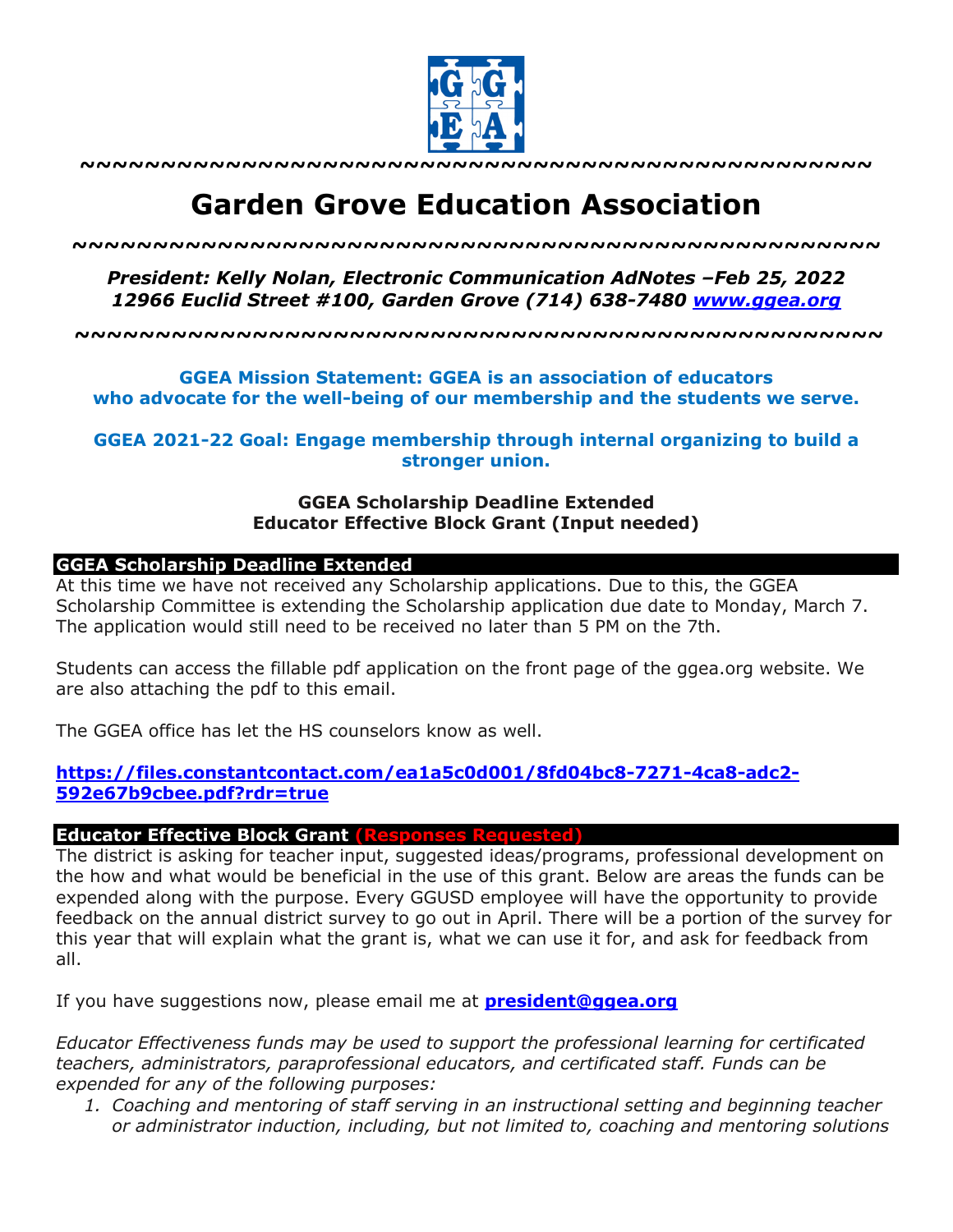~~~~~~~~~~~~~~~~~~~~~~~~~~~~~~~~~~~~~~~~~~~~~~~~~~~~

# Garden Grove Education Association

~~~~~~~~~~~~~~~~~~~~~~~~~~~~~~~~~~~~~~~~~~~~~~~~~~~~

***President: Kelly Nolan, Electronic Communication AdNotes –Feb 25, 2022***
***12966 Euclid Street #100, Garden Grove (714) 638-7480 [www.ggea.org](http://www.ggea.org)***

~~~~~~~~~~~~~~~~~~~~~~~~~~~~~~~~~~~~~~~~~~~~~~~~~~~~

**GGEA Mission Statement: GGEA is an association of educators who advocate for the well-being of our membership and the students we serve.**

**GGEA 2021-22 Goal: Engage membership through internal organizing to build a stronger union.**

**GGEA Scholarship Deadline Extended**
**Educator Effective Block Grant (Input needed)**

## GGEA Scholarship Deadline Extended

At this time we have not received any Scholarship applications. Due to this, the GGEA Scholarship Committee is extending the Scholarship application due date to Monday, March 7. The application would still need to be received no later than 5 PM on the 7th.

Students can access the fillable pdf application on the front page of the ggea.org website. We are also attaching the pdf to this email.

The GGEA office has let the HS counselors know as well.

**[https://files.constantcontact.com/ea1a5c0d001/8fd04bc8-7271-4ca8-adc2-592e67b9cbee.pdf?rdr=true](https://files.constantcontact.com/ea1a5c0d001/8fd04bc8-7271-4ca8-adc2-592e67b9cbee.pdf?rdr=true)**

## Educator Effective Block Grant (Responses Requested)

The district is asking for teacher input, suggested ideas/programs, professional development on the how and what would be beneficial in the use of this grant. Below are areas the funds can be expended along with the purpose. Every GGUSD employee will have the opportunity to provide feedback on the annual district survey to go out in April. There will be a portion of the survey for this year that will explain what the grant is, what we can use it for, and ask for feedback from all.

If you have suggestions now, please email me at **[president@ggea.org](mailto:president@ggea.org)**

*Educator Effectiveness funds may be used to support the professional learning for certificated teachers, administrators, paraprofessional educators, and certificated staff. Funds can be expended for any of the following purposes:*

1. *Coaching and mentoring of staff serving in an instructional setting and beginning teacher or administrator induction, including, but not limited to, coaching and mentoring solutions*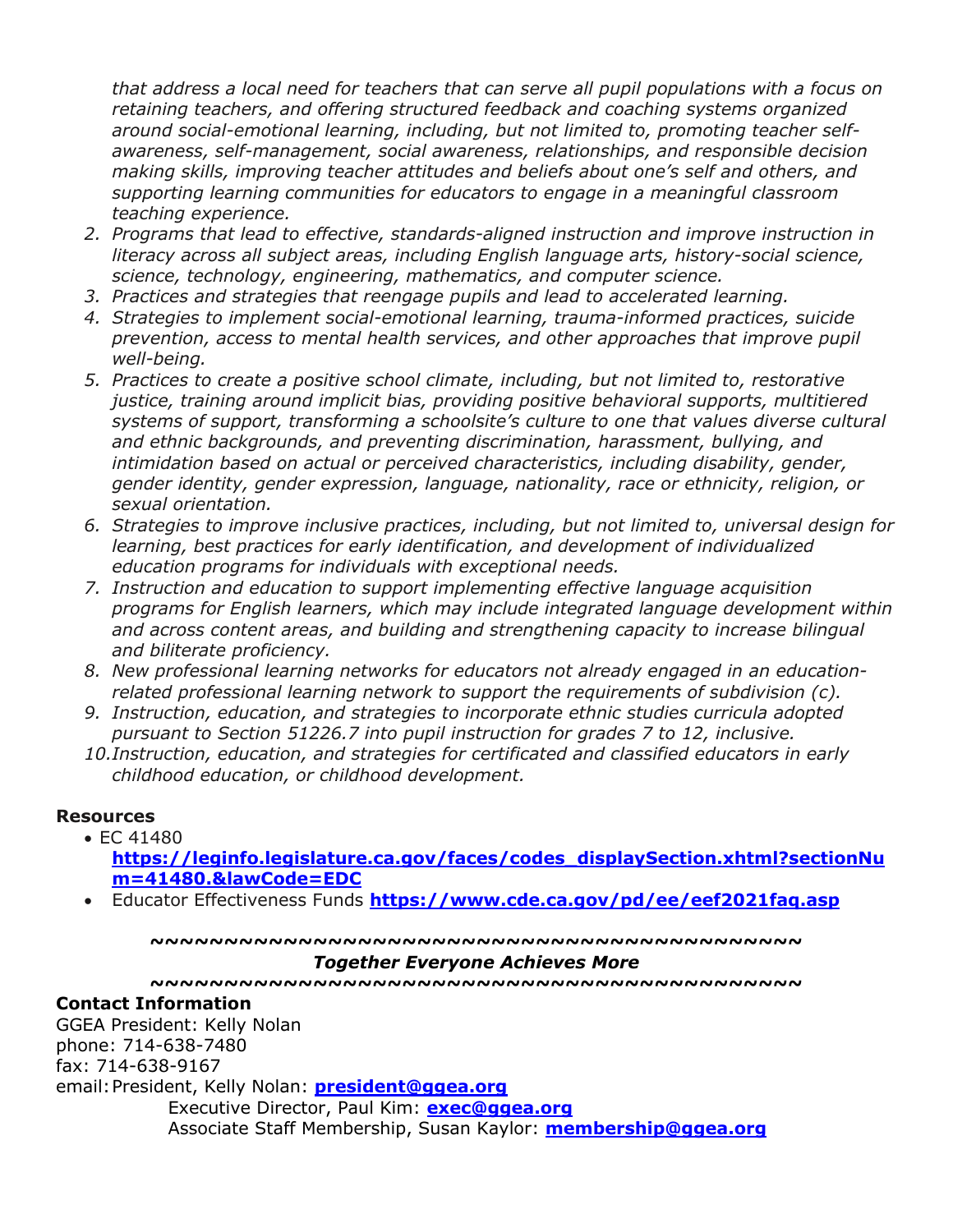*that address a local need for teachers that can serve all pupil populations with a focus on retaining teachers, and offering structured feedback and coaching systems organized around social-emotional learning, including, but not limited to, promoting teacher self-awareness, self-management, social awareness, relationships, and responsible decision making skills, improving teacher attitudes and beliefs about one's self and others, and supporting learning communities for educators to engage in a meaningful classroom teaching experience.*

2. *Programs that lead to effective, standards-aligned instruction and improve instruction in literacy across all subject areas, including English language arts, history-social science, science, technology, engineering, mathematics, and computer science.*
3. *Practices and strategies that reengage pupils and lead to accelerated learning.*
4. *Strategies to implement social-emotional learning, trauma-informed practices, suicide prevention, access to mental health services, and other approaches that improve pupil well-being.*
5. *Practices to create a positive school climate, including, but not limited to, restorative justice, training around implicit bias, providing positive behavioral supports, multitiered systems of support, transforming a schoolsite's culture to one that values diverse cultural and ethnic backgrounds, and preventing discrimination, harassment, bullying, and intimidation based on actual or perceived characteristics, including disability, gender, gender identity, gender expression, language, nationality, race or ethnicity, religion, or sexual orientation.*
6. *Strategies to improve inclusive practices, including, but not limited to, universal design for learning, best practices for early identification, and development of individualized education programs for individuals with exceptional needs.*
7. *Instruction and education to support implementing effective language acquisition programs for English learners, which may include integrated language development within and across content areas, and building and strengthening capacity to increase bilingual and biliterate proficiency.*
8. *New professional learning networks for educators not already engaged in an education-related professional learning network to support the requirements of subdivision (c).*
9. *Instruction, education, and strategies to incorporate ethnic studies curricula adopted pursuant to Section 51226.7 into pupil instruction for grades 7 to 12, inclusive.*
10. *Instruction, education, and strategies for certificated and classified educators in early childhood education, or childhood development.*

**Resources**

- EC 41480 **https://leginfo.legislature.ca.gov/faces/codes_displaySection.xhtml?sectionNum=41480.&lawCode=EDC**
- Educator Effectiveness Funds **https://www.cde.ca.gov/pd/ee/eef2021faq.asp**

**~~~~~~~~~~~~~~~~~~~~~~~~~~~~~~~~~~~~~~~~~~~~~**

***Together Everyone Achieves More***

**~~~~~~~~~~~~~~~~~~~~~~~~~~~~~~~~~~~~~~~~~~~~~**

**Contact Information**

GGEA President: Kelly Nolan
phone: 714-638-7480
fax: 714-638-9167
email: President, Kelly Nolan: **president@ggea.org**
Executive Director, Paul Kim: **exec@ggea.org**
Associate Staff Membership, Susan Kaylor: **membership@ggea.org**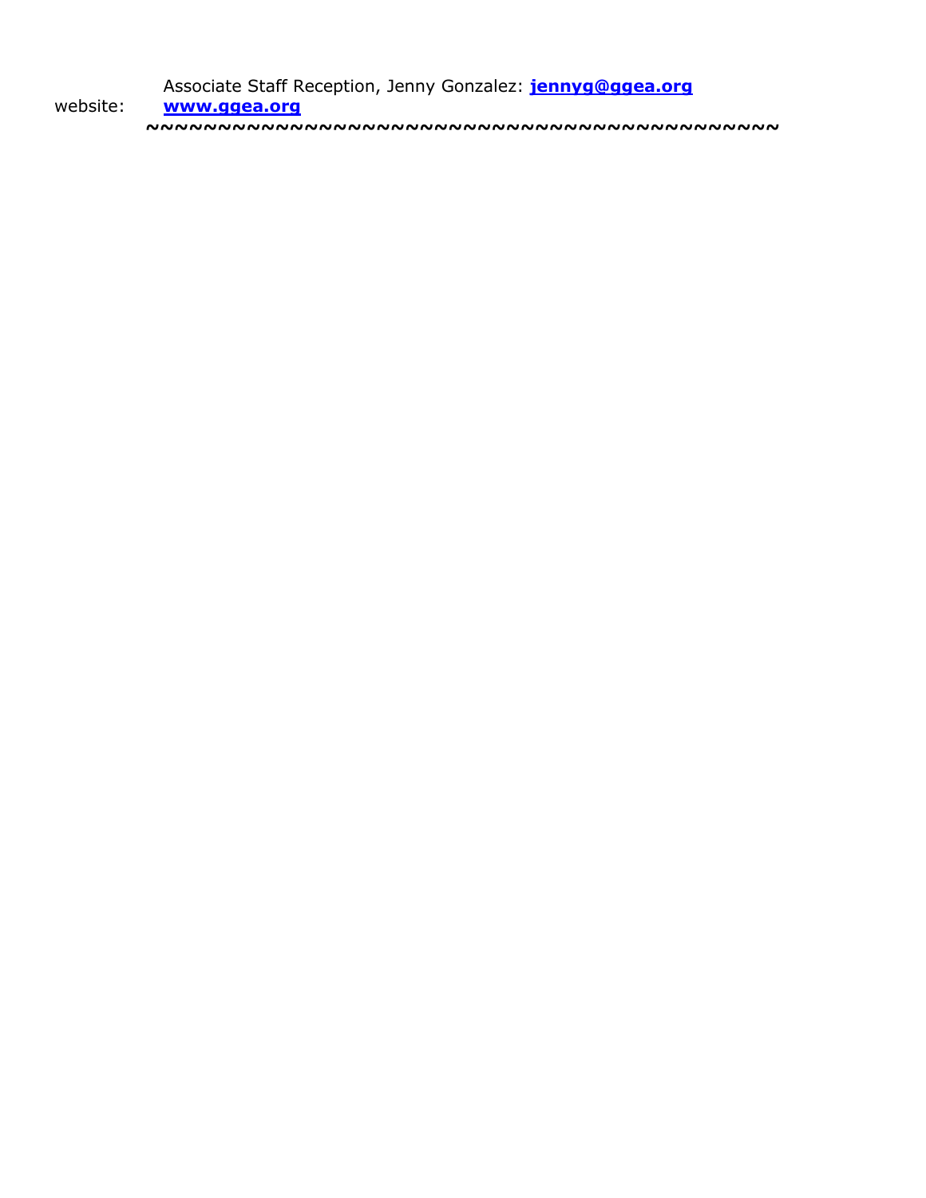Associate Staff Reception, Jenny Gonzalez: **[jennyg@ggea.org](mailto:jennyg@ggea.org)**

website: **[www.ggea.org](http://www.ggea.org)**

**~~~~~~~~~~~~~~~~~~~~~~~~~~~~~~~~~~~~~~~~~~~~~~**